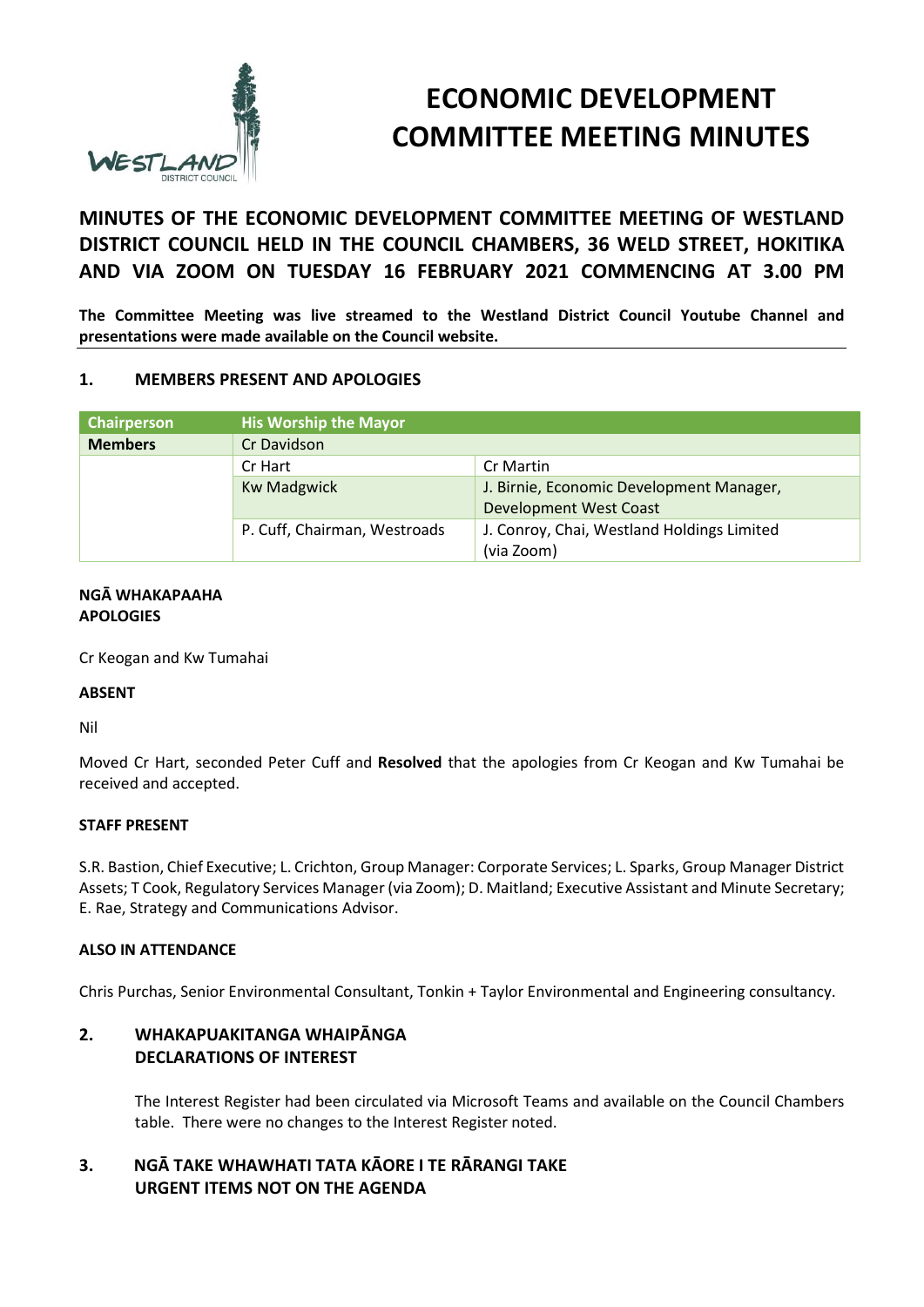# ECONOMIC DEVELOPMENT COMMITTEE MEETING MINUTES

## MINUTES OF THE ECONOMIC DEVELOPMENT COMMITTEE MEETING OF WESTLAND DISTRICT COUNCIL HELD IN THE COUNCIL CHAMBERS, 36 WELD STREET, HOKITIKA AND VIA ZOOM ON TUESDAY 16 FEBRUARY 2021 COMMENCING AT 3.00 PM

**The Committee Meeting was live streamed to the Westland District Council Youtube Channel and presentations were made available on the Council website.**

### 1. MEMBERS PRESENT AND APOLOGIES

| Chairperson | His Worship the Mayor | |
|---|---|---|
| **Members** | Cr Davidson | |
| | Cr Hart | Cr Martin |
| | Kw Madgwick | J. Birnie, Economic Development Manager, Development West Coast |
| | P. Cuff, Chairman, Westroads | J. Conroy, Chai, Westland Holdings Limited (via Zoom) |

**NGĀ WHAKAPAAHA**
**APOLOGIES**

Cr Keogan and Kw Tumahai

**ABSENT**

Nil

Moved Cr Hart, seconded Peter Cuff and **Resolved** that the apologies from Cr Keogan and Kw Tumahai be received and accepted.

**STAFF PRESENT**

S.R. Bastion, Chief Executive; L. Crichton, Group Manager: Corporate Services; L. Sparks, Group Manager District Assets; T Cook, Regulatory Services Manager (via Zoom); D. Maitland; Executive Assistant and Minute Secretary; E. Rae, Strategy and Communications Advisor.

**ALSO IN ATTENDANCE**

Chris Purchas, Senior Environmental Consultant, Tonkin + Taylor Environmental and Engineering consultancy.

### 2. WHAKAPUAKITANGA WHAIPĀNGA DECLARATIONS OF INTEREST

The Interest Register had been circulated via Microsoft Teams and available on the Council Chambers table. There were no changes to the Interest Register noted.

### 3. NGĀ TAKE WHAWHATI TATA KĀORE I TE RĀRANGI TAKE URGENT ITEMS NOT ON THE AGENDA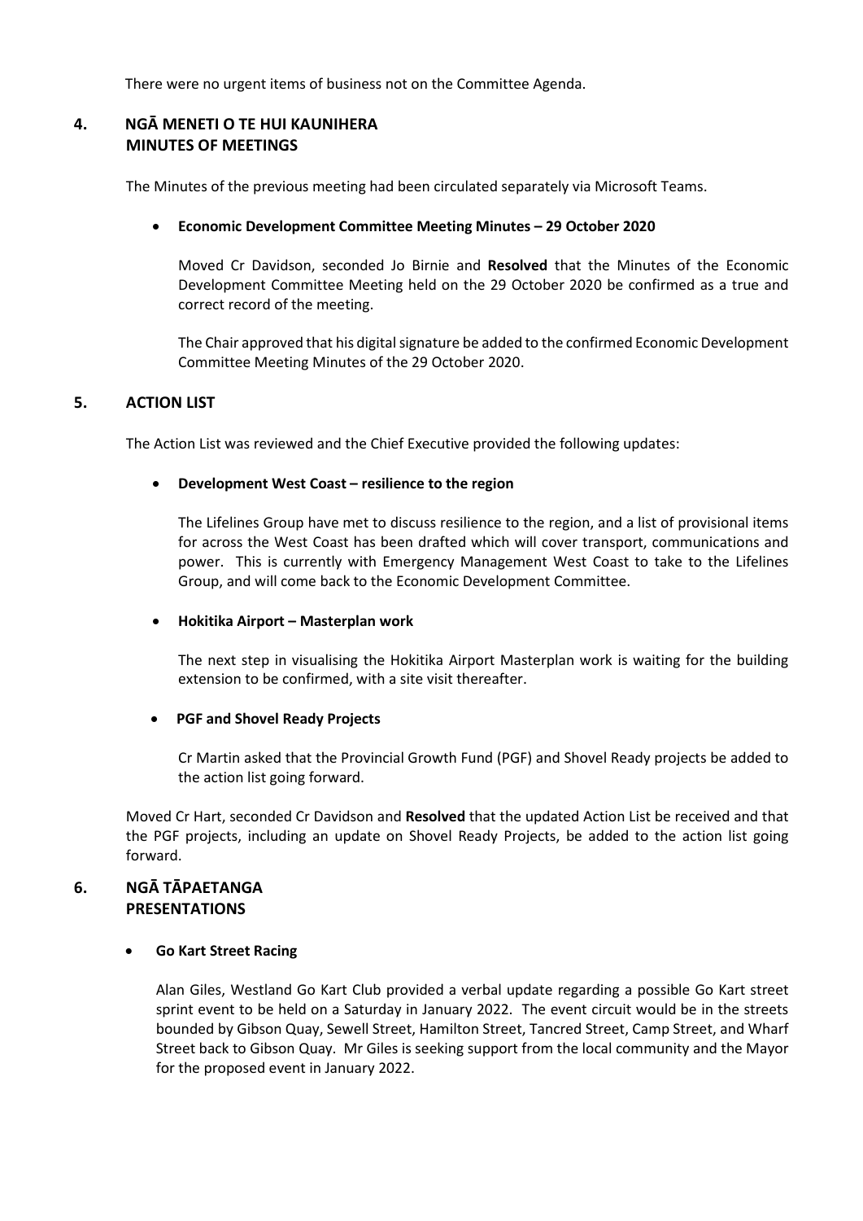There were no urgent items of business not on the Committee Agenda.

## 4. NGĀ MENETI O TE HUI KAUNIHERA MINUTES OF MEETINGS

The Minutes of the previous meeting had been circulated separately via Microsoft Teams.

- **Economic Development Committee Meeting Minutes – 29 October 2020**

  Moved Cr Davidson, seconded Jo Birnie and **Resolved** that the Minutes of the Economic Development Committee Meeting held on the 29 October 2020 be confirmed as a true and correct record of the meeting.

  The Chair approved that his digital signature be added to the confirmed Economic Development Committee Meeting Minutes of the 29 October 2020.

## 5. ACTION LIST

The Action List was reviewed and the Chief Executive provided the following updates:

- **Development West Coast – resilience to the region**

  The Lifelines Group have met to discuss resilience to the region, and a list of provisional items for across the West Coast has been drafted which will cover transport, communications and power. This is currently with Emergency Management West Coast to take to the Lifelines Group, and will come back to the Economic Development Committee.

- **Hokitika Airport – Masterplan work**

  The next step in visualising the Hokitika Airport Masterplan work is waiting for the building extension to be confirmed, with a site visit thereafter.

- **PGF and Shovel Ready Projects**

  Cr Martin asked that the Provincial Growth Fund (PGF) and Shovel Ready projects be added to the action list going forward.

Moved Cr Hart, seconded Cr Davidson and **Resolved** that the updated Action List be received and that the PGF projects, including an update on Shovel Ready Projects, be added to the action list going forward.

## 6. NGĀ TĀPAETANGA PRESENTATIONS

- **Go Kart Street Racing**

  Alan Giles, Westland Go Kart Club provided a verbal update regarding a possible Go Kart street sprint event to be held on a Saturday in January 2022. The event circuit would be in the streets bounded by Gibson Quay, Sewell Street, Hamilton Street, Tancred Street, Camp Street, and Wharf Street back to Gibson Quay. Mr Giles is seeking support from the local community and the Mayor for the proposed event in January 2022.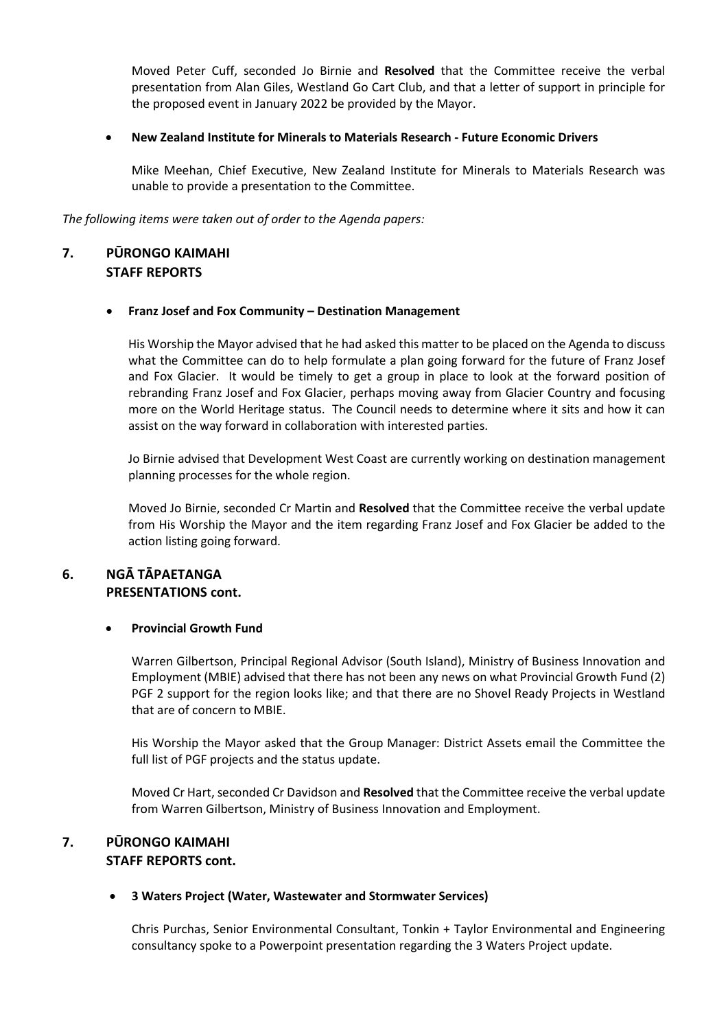Moved Peter Cuff, seconded Jo Birnie and **Resolved** that the Committee receive the verbal presentation from Alan Giles, Westland Go Cart Club, and that a letter of support in principle for the proposed event in January 2022 be provided by the Mayor.

- **New Zealand Institute for Minerals to Materials Research - Future Economic Drivers**

  Mike Meehan, Chief Executive, New Zealand Institute for Minerals to Materials Research was unable to provide a presentation to the Committee.

*The following items were taken out of order to the Agenda papers:*

## 7. PŪRONGO KAIMAHI STAFF REPORTS

- **Franz Josef and Fox Community – Destination Management**

  His Worship the Mayor advised that he had asked this matter to be placed on the Agenda to discuss what the Committee can do to help formulate a plan going forward for the future of Franz Josef and Fox Glacier. It would be timely to get a group in place to look at the forward position of rebranding Franz Josef and Fox Glacier, perhaps moving away from Glacier Country and focusing more on the World Heritage status. The Council needs to determine where it sits and how it can assist on the way forward in collaboration with interested parties.

  Jo Birnie advised that Development West Coast are currently working on destination management planning processes for the whole region.

  Moved Jo Birnie, seconded Cr Martin and **Resolved** that the Committee receive the verbal update from His Worship the Mayor and the item regarding Franz Josef and Fox Glacier be added to the action listing going forward.

## 6. NGĀ TĀPAETANGA PRESENTATIONS cont.

- **Provincial Growth Fund**

  Warren Gilbertson, Principal Regional Advisor (South Island), Ministry of Business Innovation and Employment (MBIE) advised that there has not been any news on what Provincial Growth Fund (2) PGF 2 support for the region looks like; and that there are no Shovel Ready Projects in Westland that are of concern to MBIE.

  His Worship the Mayor asked that the Group Manager: District Assets email the Committee the full list of PGF projects and the status update.

  Moved Cr Hart, seconded Cr Davidson and **Resolved** that the Committee receive the verbal update from Warren Gilbertson, Ministry of Business Innovation and Employment.

## 7. PŪRONGO KAIMAHI STAFF REPORTS cont.

- **3 Waters Project (Water, Wastewater and Stormwater Services)**

  Chris Purchas, Senior Environmental Consultant, Tonkin + Taylor Environmental and Engineering consultancy spoke to a Powerpoint presentation regarding the 3 Waters Project update.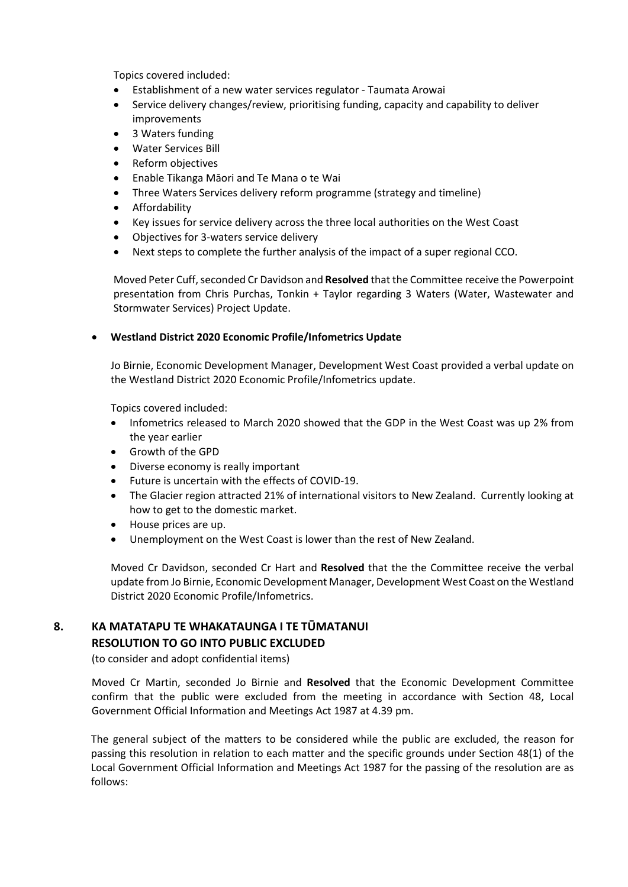Topics covered included:

- Establishment of a new water services regulator - Taumata Arowai
- Service delivery changes/review, prioritising funding, capacity and capability to deliver improvements
- 3 Waters funding
- Water Services Bill
- Reform objectives
- Enable Tikanga Māori and Te Mana o te Wai
- Three Waters Services delivery reform programme (strategy and timeline)
- Affordability
- Key issues for service delivery across the three local authorities on the West Coast
- Objectives for 3-waters service delivery
- Next steps to complete the further analysis of the impact of a super regional CCO.

Moved Peter Cuff, seconded Cr Davidson and **Resolved** that the Committee receive the Powerpoint presentation from Chris Purchas, Tonkin + Taylor regarding 3 Waters (Water, Wastewater and Stormwater Services) Project Update.

- **Westland District 2020 Economic Profile/Infometrics Update**

Jo Birnie, Economic Development Manager, Development West Coast provided a verbal update on the Westland District 2020 Economic Profile/Infometrics update.

Topics covered included:

- Infometrics released to March 2020 showed that the GDP in the West Coast was up 2% from the year earlier
- Growth of the GPD
- Diverse economy is really important
- Future is uncertain with the effects of COVID-19.
- The Glacier region attracted 21% of international visitors to New Zealand. Currently looking at how to get to the domestic market.
- House prices are up.
- Unemployment on the West Coast is lower than the rest of New Zealand.

Moved Cr Davidson, seconded Cr Hart and **Resolved** that the the Committee receive the verbal update from Jo Birnie, Economic Development Manager, Development West Coast on the Westland District 2020 Economic Profile/Infometrics.

## 8. KA MATATAPU TE WHAKATAUNGA I TE TŪMATANUI RESOLUTION TO GO INTO PUBLIC EXCLUDED

(to consider and adopt confidential items)

Moved Cr Martin, seconded Jo Birnie and **Resolved** that the Economic Development Committee confirm that the public were excluded from the meeting in accordance with Section 48, Local Government Official Information and Meetings Act 1987 at 4.39 pm.

The general subject of the matters to be considered while the public are excluded, the reason for passing this resolution in relation to each matter and the specific grounds under Section 48(1) of the Local Government Official Information and Meetings Act 1987 for the passing of the resolution are as follows: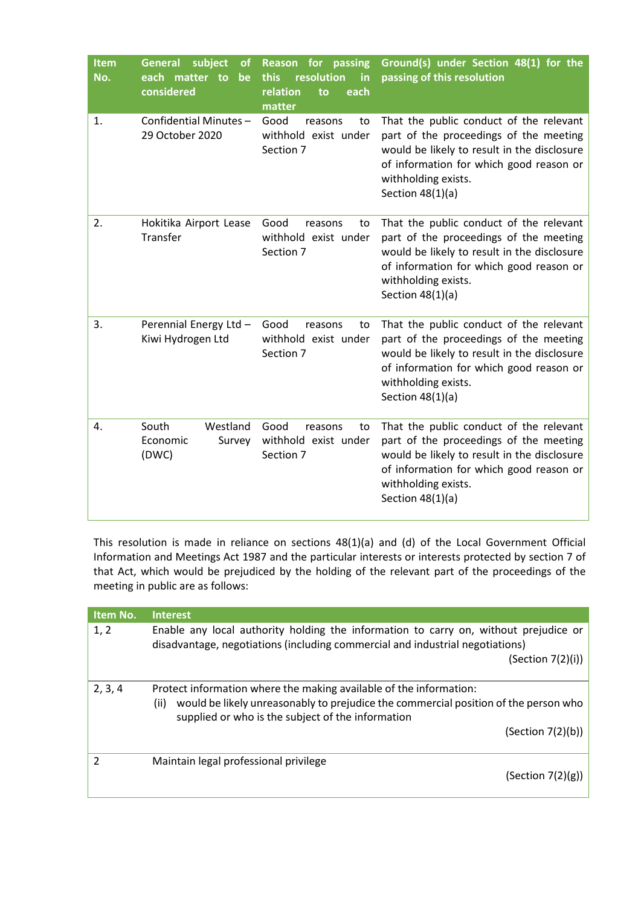| Item No. | General subject of each matter to be considered | Reason for passing this resolution in relation to each matter | Ground(s) under Section 48(1) for the passing of this resolution |
|---|---|---|---|
| 1. | Confidential Minutes – 29 October 2020 | Good reasons to withhold exist under Section 7 | That the public conduct of the relevant part of the proceedings of the meeting would be likely to result in the disclosure of information for which good reason or withholding exists. Section 48(1)(a) |
| 2. | Hokitika Airport Lease Transfer | Good reasons to withhold exist under Section 7 | That the public conduct of the relevant part of the proceedings of the meeting would be likely to result in the disclosure of information for which good reason or withholding exists. Section 48(1)(a) |
| 3. | Perennial Energy Ltd – Kiwi Hydrogen Ltd | Good reasons to withhold exist under Section 7 | That the public conduct of the relevant part of the proceedings of the meeting would be likely to result in the disclosure of information for which good reason or withholding exists. Section 48(1)(a) |
| 4. | South Westland Economic Survey (DWC) | Good reasons to withhold exist under Section 7 | That the public conduct of the relevant part of the proceedings of the meeting would be likely to result in the disclosure of information for which good reason or withholding exists. Section 48(1)(a) |

This resolution is made in reliance on sections 48(1)(a) and (d) of the Local Government Official Information and Meetings Act 1987 and the particular interests or interests protected by section 7 of that Act, which would be prejudiced by the holding of the relevant part of the proceedings of the meeting in public are as follows:

| Item No. | Interest |
|---|---|
| 1, 2 | Enable any local authority holding the information to carry on, without prejudice or disadvantage, negotiations (including commercial and industrial negotiations) (Section 7(2)(i)) |
| 2, 3, 4 | Protect information where the making available of the information: (ii) would be likely unreasonably to prejudice the commercial position of the person who supplied or who is the subject of the information (Section 7(2)(b)) |
| 2 | Maintain legal professional privilege (Section 7(2)(g)) |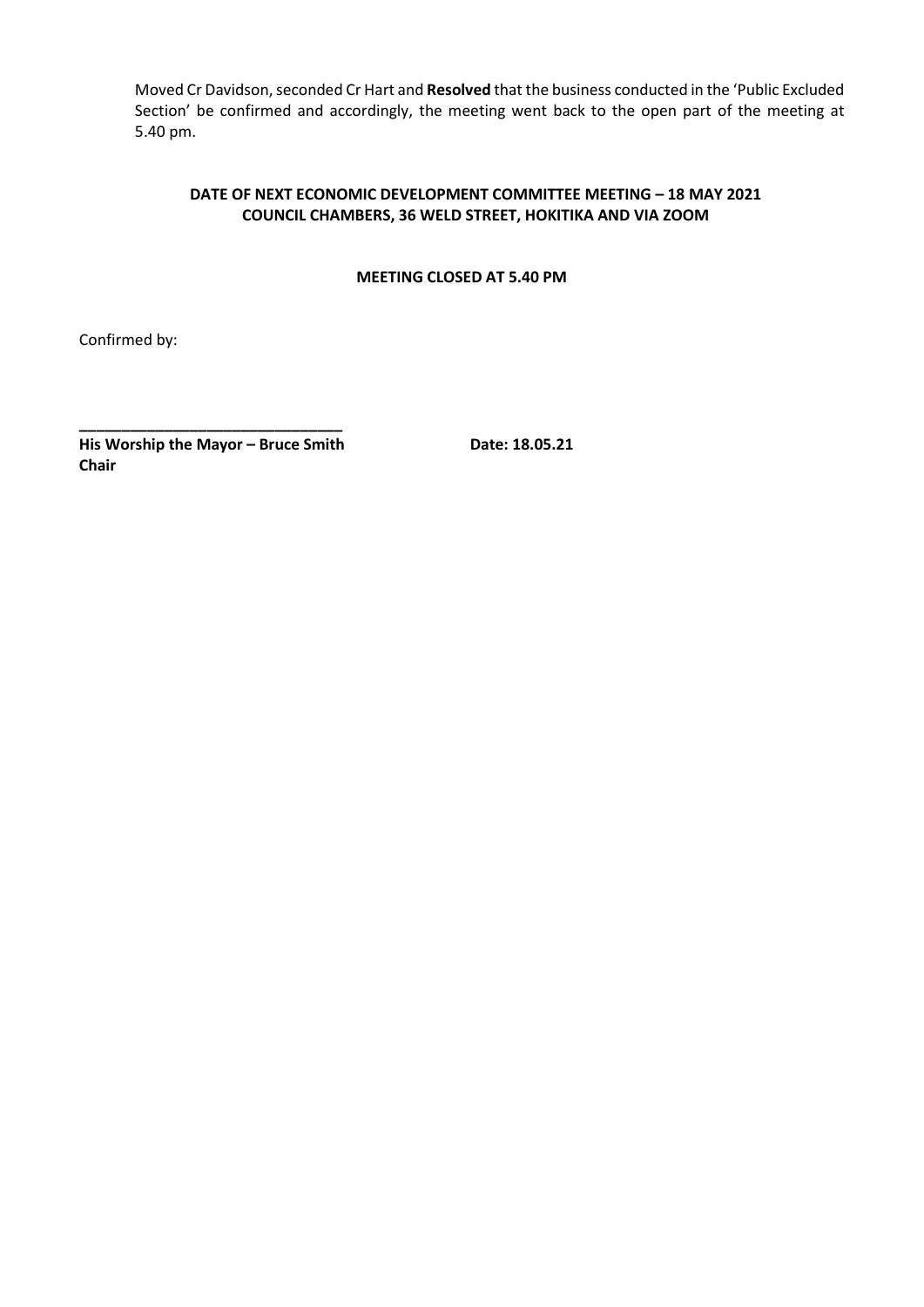Moved Cr Davidson, seconded Cr Hart and **Resolved** that the business conducted in the 'Public Excluded Section' be confirmed and accordingly, the meeting went back to the open part of the meeting at 5.40 pm.

**DATE OF NEXT ECONOMIC DEVELOPMENT COMMITTEE MEETING – 18 MAY 2021**
**COUNCIL CHAMBERS, 36 WELD STREET, HOKITIKA AND VIA ZOOM**

**MEETING CLOSED AT 5.40 PM**

Confirmed by:

_______________________________

**His Worship the Mayor – Bruce Smith** **Date: 18.05.21**
**Chair**